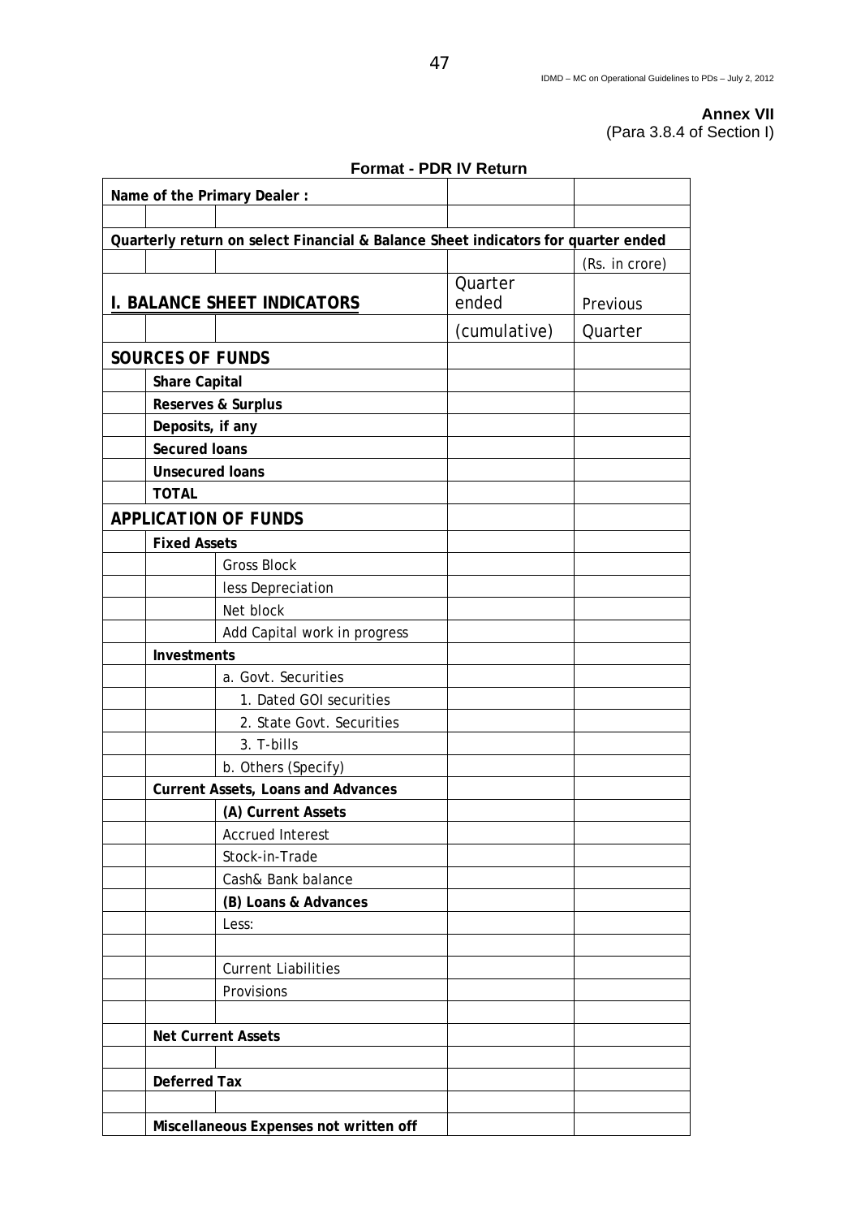**Annex VII**
(Para 3.8.4 of Section I)

**Format - PDR IV Return**

| | | | | |
|---|---|---|---|---|
| **Name of the Primary Dealer :** | | | | |
| | | | | |
| **Quarterly return on select Financial & Balance Sheet indicators for quarter ended** | | | | |
| | | | | (Rs. in crore) |
| **I. BALANCE SHEET INDICATORS** | | | Quarter ended | Previous |
| | | | (cumulative) | Quarter |
| **SOURCES OF FUNDS** | | | | |
| | **Share Capital** | | | |
| | **Reserves & Surplus** | | | |
| | **Deposits, if any** | | | |
| | **Secured loans** | | | |
| | **Unsecured loans** | | | |
| | **TOTAL** | | | |
| **APPLICATION OF FUNDS** | | | | |
| | **Fixed Assets** | | | |
| | | Gross Block | | |
| | | less Depreciation | | |
| | | Net block | | |
| | | Add Capital work in progress | | |
| | **Investments** | | | |
| | | a. Govt. Securities | | |
| | | 1. Dated GOI securities | | |
| | | 2. State Govt. Securities | | |
| | | 3. T-bills | | |
| | | b. Others (Specify) | | |
| | **Current Assets, Loans and Advances** | | | |
| | | **(A) Current Assets** | | |
| | | Accrued Interest | | |
| | | Stock-in-Trade | | |
| | | Cash& Bank balance | | |
| | | **(B) Loans & Advances** | | |
| | | Less: | | |
| | | | | |
| | | Current Liabilities | | |
| | | Provisions | | |
| | | | | |
| | **Net Current Assets** | | | |
| | | | | |
| | **Deferred Tax** | | | |
| | | | | |
| | **Miscellaneous Expenses not written off** | | | |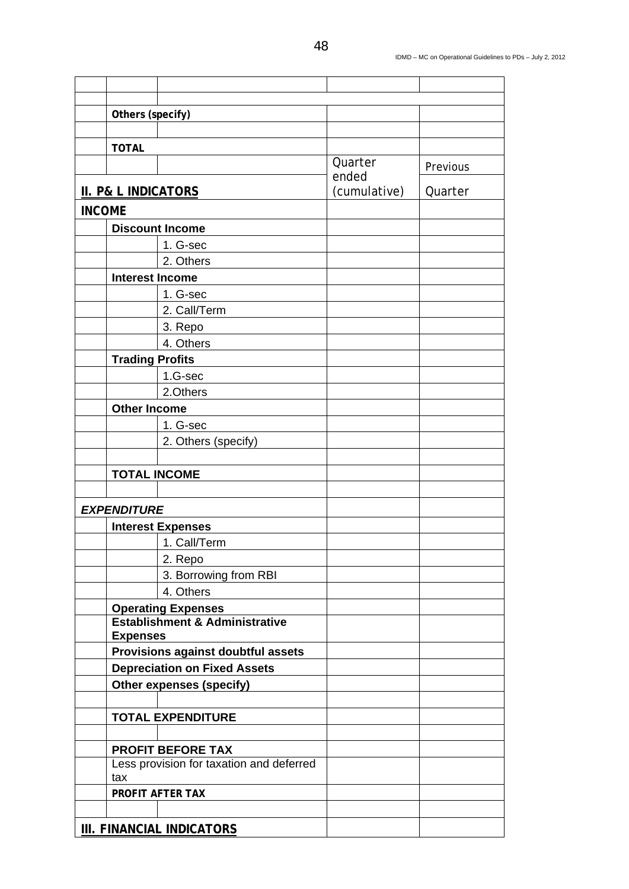| | | | | |
|---|---|---|---|---|
| | | | | |
| | | | | |
| | **Others (specify)** | | | |
| | | | | |
| | **TOTAL** | | | |
| **II. P& L INDICATORS** | | | Quarter ended (cumulative) | Previous Quarter |
| **INCOME** | | | | |
| | **Discount Income** | | | |
| | | 1. G-sec | | |
| | | 2. Others | | |
| | **Interest Income** | | | |
| | | 1. G-sec | | |
| | | 2. Call/Term | | |
| | | 3. Repo | | |
| | | 4. Others | | |
| | **Trading Profits** | | | |
| | | 1.G-sec | | |
| | | 2.Others | | |
| | **Other Income** | | | |
| | | 1. G-sec | | |
| | | 2. Others (specify) | | |
| | | | | |
| | **TOTAL INCOME** | | | |
| | | | | |
| ***EXPENDITURE*** | | | | |
| | **Interest Expenses** | | | |
| | | 1. Call/Term | | |
| | | 2. Repo | | |
| | | 3. Borrowing from RBI | | |
| | | 4. Others | | |
| | **Operating Expenses** | | | |
| | **Establishment & Administrative Expenses** | | | |
| | **Provisions against doubtful assets** | | | |
| | **Depreciation on Fixed Assets** | | | |
| | **Other expenses (specify)** | | | |
| | | | | |
| | **TOTAL EXPENDITURE** | | | |
| | | | | |
| | **PROFIT BEFORE TAX** | | | |
| | Less provision for taxation and deferred tax | | | |
| | **PROFIT AFTER TAX** | | | |
| | | | | |
| **III. FINANCIAL INDICATORS** | | | | |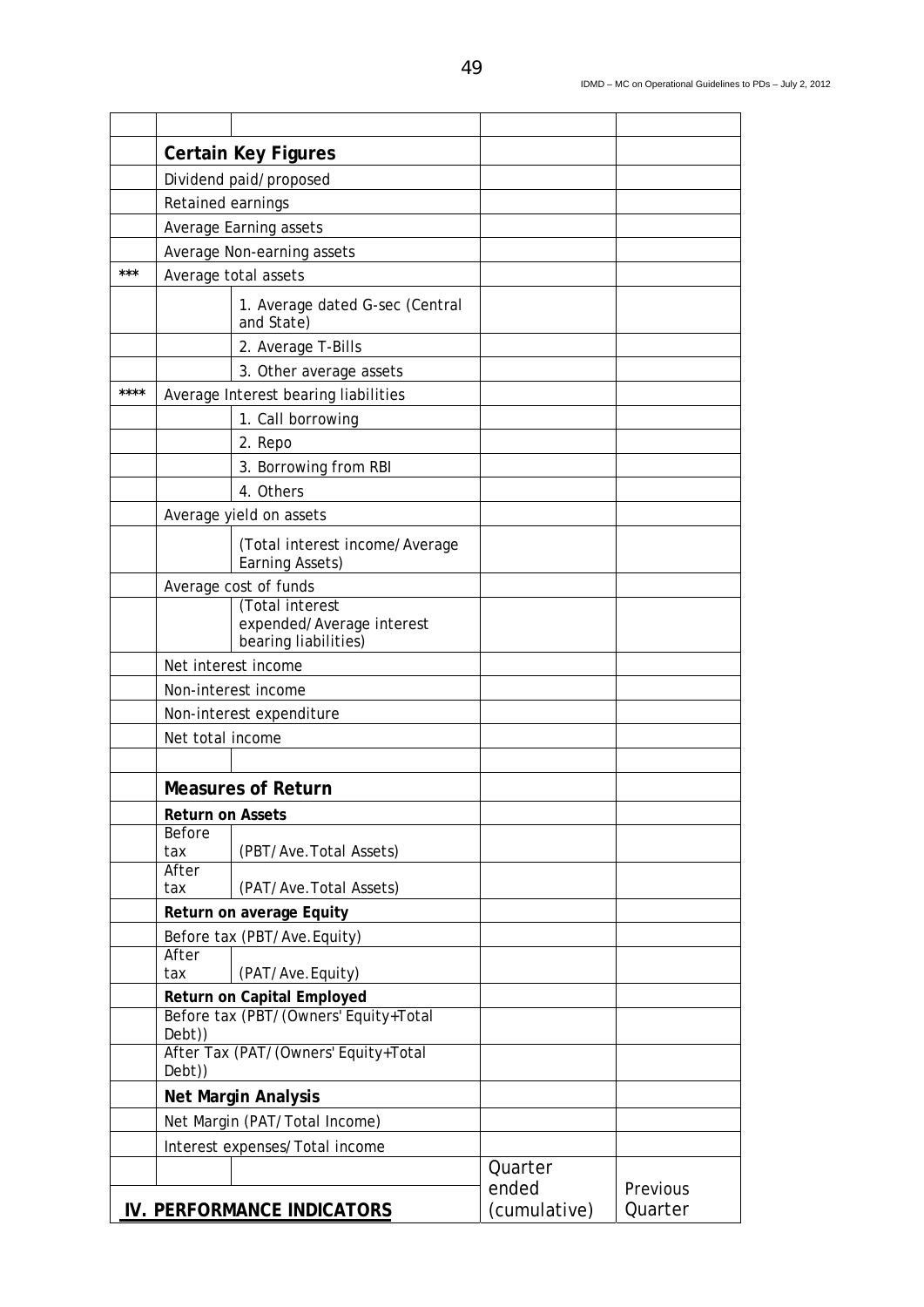| | | | | |
|---|---|---|---|---|
| | | | | |
| | **Certain Key Figures** | | | |
| | Dividend paid/proposed | | | |
| | Retained earnings | | | |
| | Average Earning assets | | | |
| | Average Non-earning assets | | | |
| *** | Average total assets | | | |
| | | 1. Average dated G-sec (Central and State) | | |
| | | 2. Average T-Bills | | |
| | | 3. Other average assets | | |
| **** | Average Interest bearing liabilities | | | |
| | | 1. Call borrowing | | |
| | | 2. Repo | | |
| | | 3. Borrowing from RBI | | |
| | | 4. Others | | |
| | Average yield on assets | | | |
| | | (Total interest income/Average Earning Assets) | | |
| | Average cost of funds | | | |
| | | (Total interest expended/Average interest bearing liabilities) | | |
| | Net interest income | | | |
| | Non-interest income | | | |
| | Non-interest expenditure | | | |
| | Net total income | | | |
| | | | | |
| | **Measures of Return** | | | |
| | **Return on Assets** | | | |
| | Before tax | (PBT/Ave.Total Assets) | | |
| | After tax | (PAT/Ave.Total Assets) | | |
| | **Return on average Equity** | | | |
| | Before tax (PBT/Ave.Equity) | | | |
| | After tax | (PAT/Ave.Equity) | | |
| | **Return on Capital Employed** | | | |
| | Before tax (PBT/(Owners' Equity+Total Debt)) | | | |
| | After Tax (PAT/(Owners' Equity+Total Debt)) | | | |
| | **Net Margin Analysis** | | | |
| | Net Margin (PAT/Total Income) | | | |
| | Interest expenses/Total income | | | |
| **IV. PERFORMANCE INDICATORS** | | | Quarter ended (cumulative) | Previous Quarter |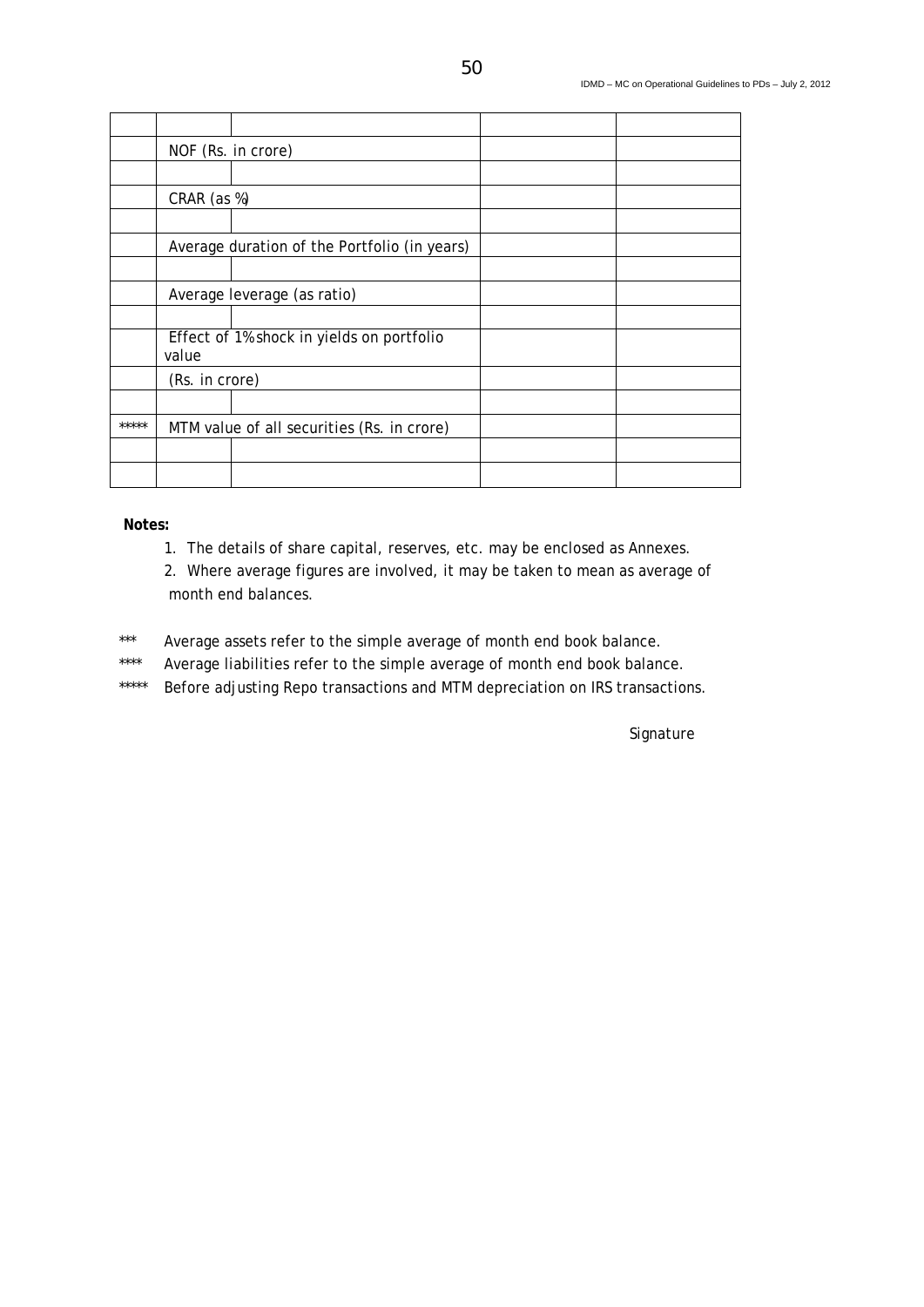| | | | | |
|---|---|---|---|---|
| | | | | |
| | NOF (Rs. in crore) | | | |
| | | | | |
| | CRAR (as %) | | | |
| | | | | |
| | Average duration of the Portfolio (in years) | | | |
| | | | | |
| | Average leverage (as ratio) | | | |
| | | | | |
| | Effect of 1% shock in yields on portfolio value | | | |
| | (Rs. in crore) | | | |
| | | | | |
| ***** | MTM value of all securities (Rs. in crore) | | | |
| | | | | |
| | | | | |

**Notes:**

1. The details of share capital, reserves, etc. may be enclosed as Annexes.
2. Where average figures are involved, it may be taken to mean as average of month end balances.

*** Average assets refer to the simple average of month end book balance.

**** Average liabilities refer to the simple average of month end book balance.

***** Before adjusting Repo transactions and MTM depreciation on IRS transactions.

Signature